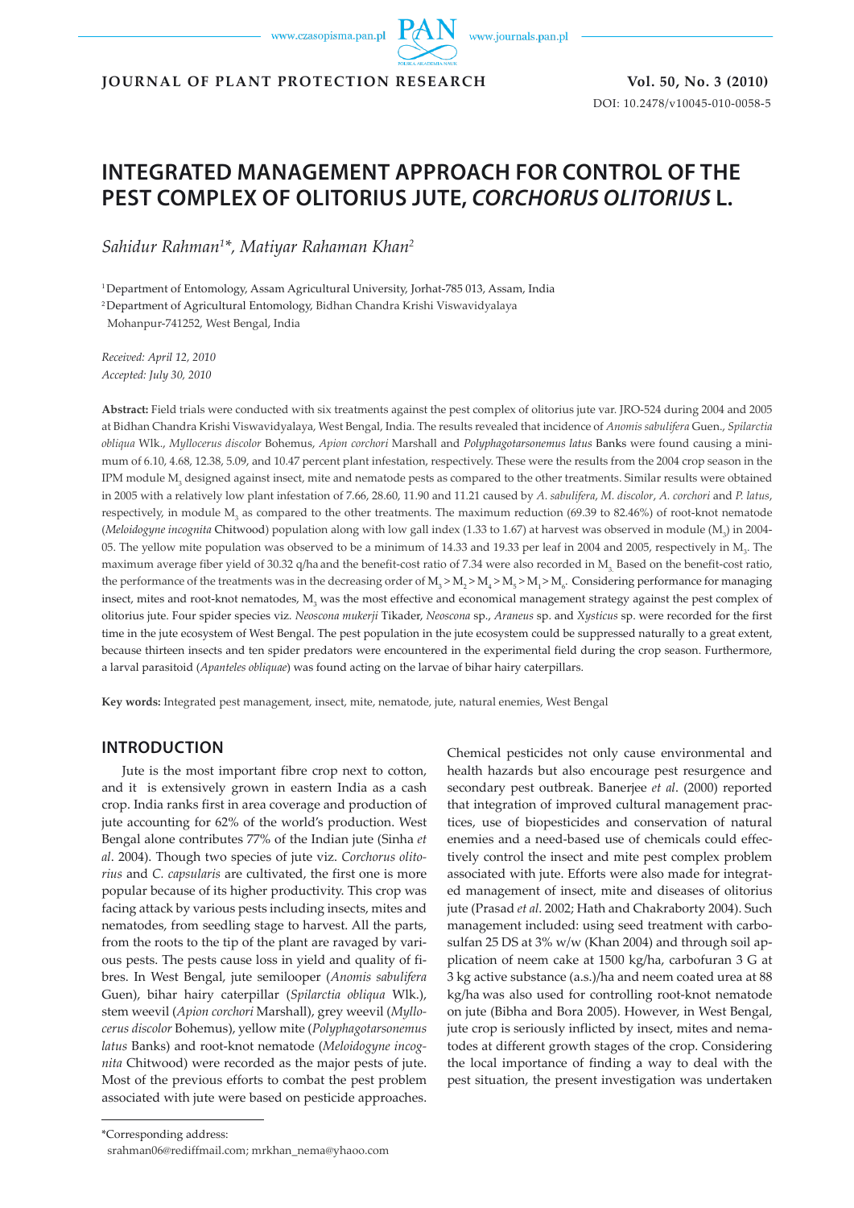# INTEGRATED MANAGEMENT APPROACH FOR CONTROL OF THE PEST COMPLEX OF OLITORIUS JUTE, *CORCHORUS OLITORIUS* L.

*Sahidur Rahman[1]*, Matiyar Rahaman Khan[2]*

[1]Department of Entomology, Assam Agricultural University, Jorhat-785 013, Assam, India
[2]Department of Agricultural Entomology, Bidhan Chandra Krishi Viswavidyalaya
Mohanpur-741252, West Bengal, India

*Received: April 12, 2010*
*Accepted: July 30, 2010*

**Abstract:** Field trials were conducted with six treatments against the pest complex of olitorius jute var. JRO-524 during 2004 and 2005 at Bidhan Chandra Krishi Viswavidyalaya, West Bengal, India. The results revealed that incidence of *Anomis sabulifera* Guen., *Spilarctia obliqua* Wlk., *Myllocerus discolor* Bohemus, *Apion corchori* Marshall and *Polyphagotarsonemus latus* Banks were found causing a minimum of 6.10, 4.68, 12.38, 5.09, and 10.47 percent plant infestation, respectively. These were the results from the 2004 crop season in the IPM module $M_3$ designed against insect, mite and nematode pests as compared to the other treatments. Similar results were obtained in 2005 with a relatively low plant infestation of 7.66, 28.60, 11.90 and 11.21 caused by *A. sabulifera*, *M. discolor*, *A. corchori* and *P. latus*, respectively, in module $M_3$ as compared to the other treatments. The maximum reduction (69.39 to 82.46%) of root-knot nematode (*Meloidogyne incognita* Chitwood) population along with low gall index (1.33 to 1.67) at harvest was observed in module ($M_3$) in 2004-05. The yellow mite population was observed to be a minimum of 14.33 and 19.33 per leaf in 2004 and 2005, respectively in $M_3$. The maximum average fiber yield of 30.32 q/ha and the benefit-cost ratio of 7.34 were also recorded in $M_3$. Based on the benefit-cost ratio, the performance of the treatments was in the decreasing order of $M_3 > M_2 > M_4 > M_5 > M_1 > M_6$. Considering performance for managing insect, mites and root-knot nematodes, $M_3$ was the most effective and economical management strategy against the pest complex of olitorius jute. Four spider species viz. *Neoscona mukerji* Tikader, *Neoscona* sp., *Araneus* sp. and *Xysticus* sp. were recorded for the first time in the jute ecosystem of West Bengal. The pest population in the jute ecosystem could be suppressed naturally to a great extent, because thirteen insects and ten spider predators were encountered in the experimental field during the crop season. Furthermore, a larval parasitoid (*Apanteles obliquae*) was found acting on the larvae of bihar hairy caterpillars.

**Key words:** Integrated pest management, insect, mite, nematode, jute, natural enemies, West Bengal

## INTRODUCTION

Jute is the most important fibre crop next to cotton, and it is extensively grown in eastern India as a cash crop. India ranks first in area coverage and production of jute accounting for 62% of the world's production. West Bengal alone contributes 77% of the Indian jute (Sinha *et al*. 2004). Though two species of jute viz. *Corchorus olitorius* and *C. capsularis* are cultivated, the first one is more popular because of its higher productivity. This crop was facing attack by various pests including insects, mites and nematodes, from seedling stage to harvest. All the parts, from the roots to the tip of the plant are ravaged by various pests. The pests cause loss in yield and quality of fibres. In West Bengal, jute semilooper (*Anomis sabulifera* Guen), bihar hairy caterpillar (*Spilarctia obliqua* Wlk.), stem weevil (*Apion corchori* Marshall), grey weevil (*Myllocerus discolor* Bohemus), yellow mite (*Polyphagotarsonemus latus* Banks) and root-knot nematode (*Meloidogyne incognita* Chitwood) were recorded as the major pests of jute. Most of the previous efforts to combat the pest problem associated with jute were based on pesticide approaches. Chemical pesticides not only cause environmental and health hazards but also encourage pest resurgence and secondary pest outbreak. Banerjee *et al*. (2000) reported that integration of improved cultural management practices, use of biopesticides and conservation of natural enemies and a need-based use of chemicals could effectively control the insect and mite pest complex problem associated with jute. Efforts were also made for integrated management of insect, mite and diseases of olitorius jute (Prasad *et al*. 2002; Hath and Chakraborty 2004). Such management included: using seed treatment with carbosulfan 25 DS at 3% w/w (Khan 2004) and through soil application of neem cake at 1500 kg/ha, carbofuran 3 G at 3 kg active substance (a.s.)/ha and neem coated urea at 88 kg/ha was also used for controlling root-knot nematode on jute (Bibha and Bora 2005). However, in West Bengal, jute crop is seriously inflicted by insect, mites and nematodes at different growth stages of the crop. Considering the local importance of finding a way to deal with the pest situation, the present investigation was undertaken

---

*Corresponding address:
srahman06@rediffmail.com; mrkhan_nema@yhaoo.com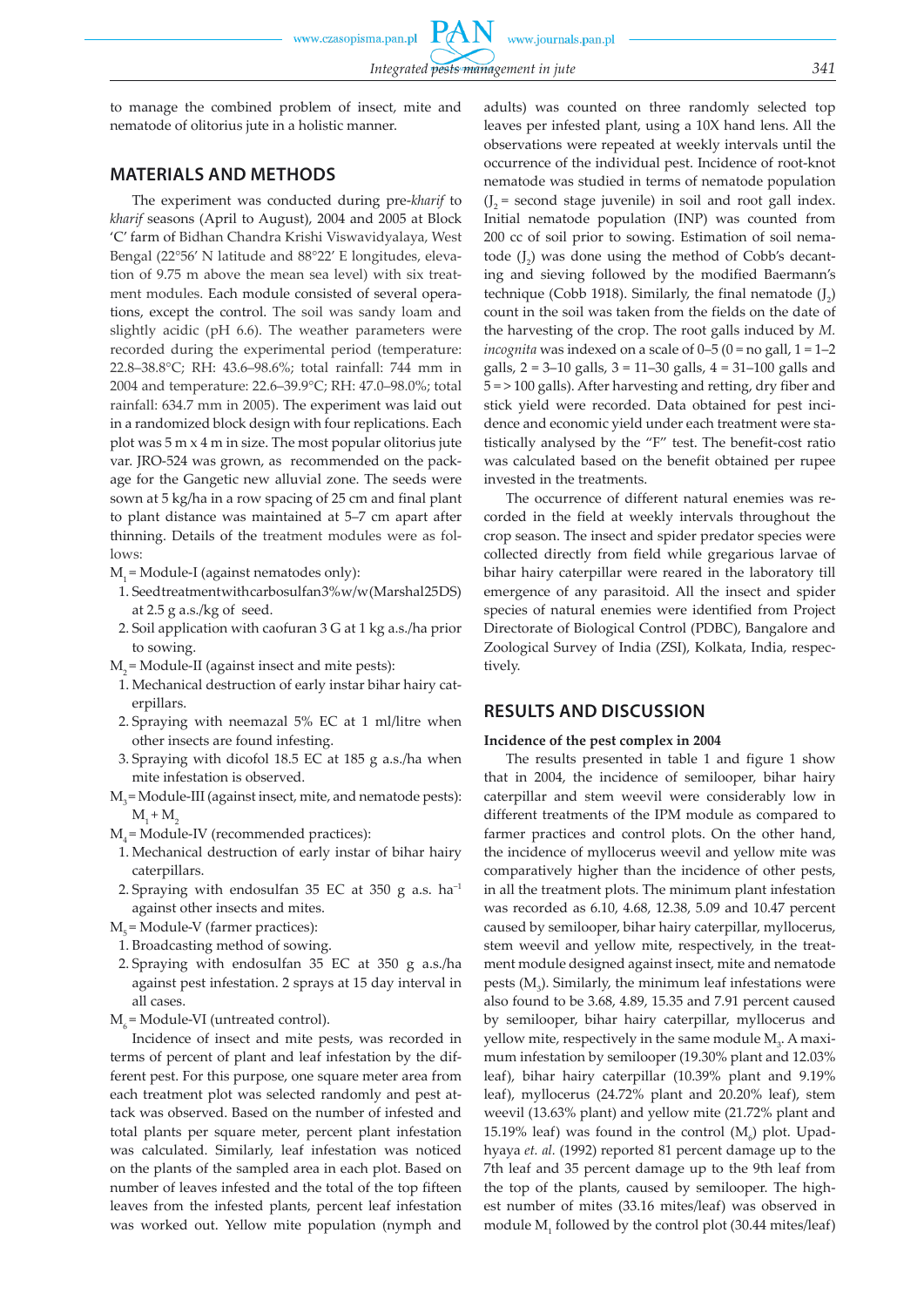to manage the combined problem of insect, mite and nematode of olitorius jute in a holistic manner.

## MATERIALS AND METHODS

The experiment was conducted during pre-*kharif* to *kharif* seasons (April to August), 2004 and 2005 at Block 'C' farm of Bidhan Chandra Krishi Viswavidyalaya, West Bengal (22°56′ N latitude and 88°22′ E longitudes, elevation of 9.75 m above the mean sea level) with six treatment modules. Each module consisted of several operations, except the control. The soil was sandy loam and slightly acidic (pH 6.6). The weather parameters were recorded during the experimental period (temperature: 22.8–38.8°C; RH: 43.6–98.6%; total rainfall: 744 mm in 2004 and temperature: 22.6–39.9°C; RH: 47.0–98.0%; total rainfall: 634.7 mm in 2005). The experiment was laid out in a randomized block design with four replications. Each plot was 5 m x 4 m in size. The most popular olitorius jute var. JRO-524 was grown, as recommended on the package for the Gangetic new alluvial zone. The seeds were sown at 5 kg/ha in a row spacing of 25 cm and final plant to plant distance was maintained at 5–7 cm apart after thinning. Details of the treatment modules were as follows:

$M_1$ = Module-I (against nematodes only):

1. Seed treatment with carbosulfan 3% w/w (Marshal 25 DS) at 2.5 g a.s./kg of seed.
2. Soil application with caofuran 3 G at 1 kg a.s./ha prior to sowing.

$M_2$ = Module-II (against insect and mite pests):

1. Mechanical destruction of early instar bihar hairy caterpillars.
2. Spraying with neemazal 5% EC at 1 ml/litre when other insects are found infesting.
3. Spraying with dicofol 18.5 EC at 185 g a.s./ha when mite infestation is observed.

$M_3$ = Module-III (against insect, mite, and nematode pests): $M_1 + M_2$

$M_4$ = Module-IV (recommended practices):

1. Mechanical destruction of early instar of bihar hairy caterpillars.
2. Spraying with endosulfan 35 EC at 350 g a.s. ha$^{-1}$ against other insects and mites.

$M_5$ = Module-V (farmer practices):

1. Broadcasting method of sowing.
2. Spraying with endosulfan 35 EC at 350 g a.s./ha against pest infestation. 2 sprays at 15 day interval in all cases.

$M_6$ = Module-VI (untreated control).

Incidence of insect and mite pests, was recorded in terms of percent of plant and leaf infestation by the different pest. For this purpose, one square meter area from each treatment plot was selected randomly and pest attack was observed. Based on the number of infested and total plants per square meter, percent plant infestation was calculated. Similarly, leaf infestation was noticed on the plants of the sampled area in each plot. Based on number of leaves infested and the total of the top fifteen leaves from the infested plants, percent leaf infestation was worked out. Yellow mite population (nymph and adults) was counted on three randomly selected top leaves per infested plant, using a 10X hand lens. All the observations were repeated at weekly intervals until the occurrence of the individual pest. Incidence of root-knot nematode was studied in terms of nematode population ($J_2$ = second stage juvenile) in soil and root gall index. Initial nematode population (INP) was counted from 200 cc of soil prior to sowing. Estimation of soil nematode ($J_2$) was done using the method of Cobb's decanting and sieving followed by the modified Baermann's technique (Cobb 1918). Similarly, the final nematode ($J_2$) count in the soil was taken from the fields on the date of the harvesting of the crop. The root galls induced by *M. incognita* was indexed on a scale of 0–5 (0 = no gall, 1 = 1–2 galls, 2 = 3–10 galls, 3 = 11–30 galls, 4 = 31–100 galls and 5 = > 100 galls). After harvesting and retting, dry fiber and stick yield were recorded. Data obtained for pest incidence and economic yield under each treatment were statistically analysed by the "F" test. The benefit-cost ratio was calculated based on the benefit obtained per rupee invested in the treatments.

The occurrence of different natural enemies was recorded in the field at weekly intervals throughout the crop season. The insect and spider predator species were collected directly from field while gregarious larvae of bihar hairy caterpillar were reared in the laboratory till emergence of any parasitoid. All the insect and spider species of natural enemies were identified from Project Directorate of Biological Control (PDBC), Bangalore and Zoological Survey of India (ZSI), Kolkata, India, respectively.

## RESULTS AND DISCUSSION

### Incidence of the pest complex in 2004

The results presented in table 1 and figure 1 show that in 2004, the incidence of semilooper, bihar hairy caterpillar and stem weevil were considerably low in different treatments of the IPM module as compared to farmer practices and control plots. On the other hand, the incidence of myllocerus weevil and yellow mite was comparatively higher than the incidence of other pests, in all the treatment plots. The minimum plant infestation was recorded as 6.10, 4.68, 12.38, 5.09 and 10.47 percent caused by semilooper, bihar hairy caterpillar, myllocerus, stem weevil and yellow mite, respectively, in the treatment module designed against insect, mite and nematode pests ($M_3$). Similarly, the minimum leaf infestations were also found to be 3.68, 4.89, 15.35 and 7.91 percent caused by semilooper, bihar hairy caterpillar, myllocerus and yellow mite, respectively in the same module $M_3$. A maximum infestation by semilooper (19.30% plant and 12.03% leaf), bihar hairy caterpillar (10.39% plant and 9.19% leaf), myllocerus (24.72% plant and 20.20% leaf), stem weevil (13.63% plant) and yellow mite (21.72% plant and 15.19% leaf) was found in the control ($M_6$) plot. Upadhyaya *et. al.* (1992) reported 81 percent damage up to the 7th leaf and 35 percent damage up to the 9th leaf from the top of the plants, caused by semilooper. The highest number of mites (33.16 mites/leaf) was observed in module $M_1$ followed by the control plot (30.44 mites/leaf)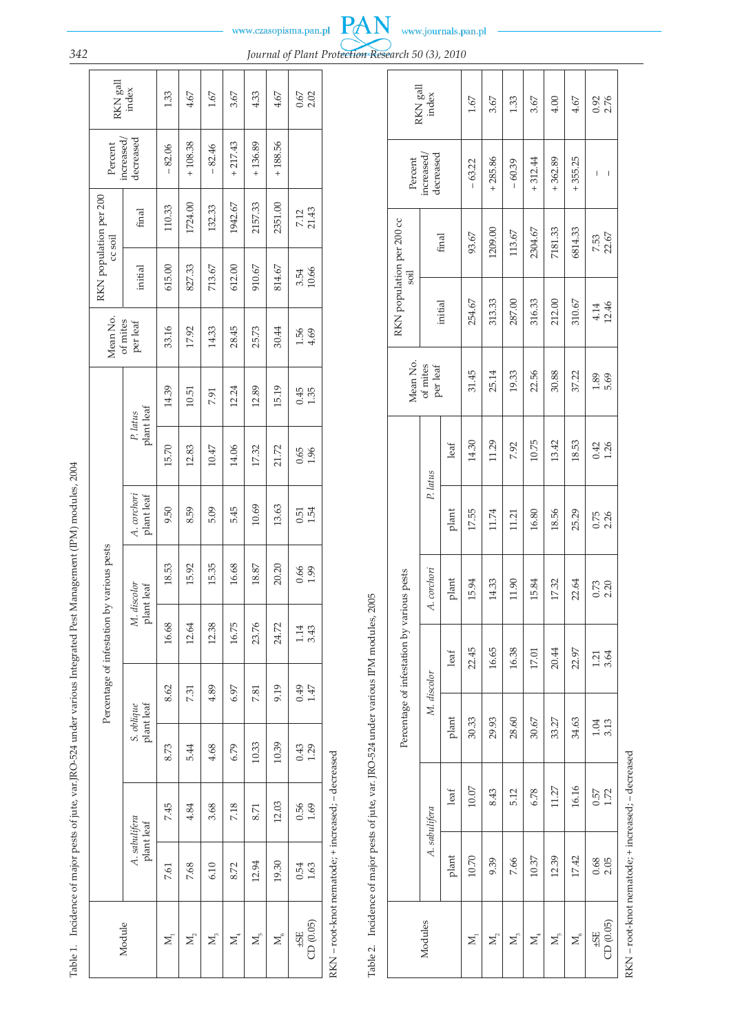Table 1. Incidence of major pests of jute, var. JRO-524 under various Integrated Pest Management (IPM) modules, 2004

| Module | Percentage of infestation by various pests | | | | | | | | | Mean No. of mites per leaf | RKN population per 200 cc soil | | Percent increased/ decreased | RKN gall index |
|---|---|---|---|---|---|---|---|---|---|---|---|---|---|---|
| | *A. sabulifera* | | *S. oblique* | | *M. discolor* | | *A. corchori* | *P. latus* | | | initial | final | | |
| | plant | leaf | plant | leaf | plant | leaf | plant leaf | plant | leaf | | | | | |
| $M_1$ | 7.61 | 7.45 | 8.73 | 8.62 | 16.68 | 18.53 | 9.50 | 15.70 | 14.39 | 33.16 | 615.00 | 110.33 | – 82.06 | 1.33 |
| $M_2$ | 7.68 | 4.84 | 5.44 | 7.31 | 12.64 | 15.92 | 8.59 | 12.83 | 10.51 | 17.92 | 827.33 | 1724.00 | + 108.38 | 4.67 |
| $M_3$ | 6.10 | 3.68 | 4.68 | 4.89 | 12.38 | 15.35 | 5.09 | 10.47 | 7.91 | 14.33 | 713.67 | 132.33 | – 82.46 | 1.67 |
| $M_4$ | 8.72 | 7.18 | 6.79 | 6.97 | 16.75 | 16.68 | 5.45 | 14.06 | 12.24 | 28.45 | 612.00 | 1942.67 | + 217.43 | 3.67 |
| $M_5$ | 12.94 | 8.71 | 10.33 | 7.81 | 23.76 | 18.87 | 10.69 | 17.32 | 12.89 | 25.73 | 910.67 | 2157.33 | + 136.89 | 4.33 |
| $M_6$ | 19.30 | 12.03 | 10.39 | 9.19 | 24.72 | 20.20 | 13.63 | 21.72 | 15.19 | 30.44 | 814.67 | 2351.00 | + 188.56 | 4.67 |
| ±SE | 0.54 | 0.56 | 0.43 | 0.49 | 1.14 | 0.66 | 0.51 | 0.65 | 0.45 | 1.56 | 3.54 | 7.12 | | 0.67 |
| CD (0.05) | 1.63 | 1.69 | 1.29 | 1.47 | 3.43 | 1.99 | 1.54 | 1.96 | 1.35 | 4.69 | 10.66 | 21.43 | | 2.02 |

RKN – root-knot nematode; + increased; – decreased

Table 2. Incidence of major pests of jute, var. JRO-524 under various IPM modules, 2005

| Modules | Percentage of infestation by various pests | | | | | | | Mean No. of mites per leaf | RKN population per 200 cc soil | | Percent increased/ decreased | RKN gall index |
|---|---|---|---|---|---|---|---|---|---|---|---|---|
| | *A. sabulifera* | | *M. discolor* | | *A. corchori* | *P. latus* | | | initial | final | | |
| | plant | leaf | plant | leaf | plant | plant | leaf | | | | | |
| $M_1$ | 10.70 | 10.07 | 30.33 | 22.45 | 15.94 | 17.55 | 14.30 | 31.45 | 254.67 | 93.67 | – 63.22 | 1.67 |
| $M_2$ | 9.39 | 8.43 | 29.93 | 16.65 | 14.33 | 11.74 | 11.29 | 25.14 | 313.33 | 1209.00 | + 285.86 | 3.67 |
| $M_3$ | 7.66 | 5.12 | 28.60 | 16.38 | 11.90 | 11.21 | 7.92 | 19.33 | 287.00 | 113.67 | – 60.39 | 1.33 |
| $M_4$ | 10.37 | 6.78 | 30.67 | 17.01 | 15.84 | 16.80 | 10.75 | 22.56 | 316.33 | 2304.67 | + 312.44 | 3.67 |
| $M_5$ | 12.39 | 11.27 | 33.27 | 20.44 | 17.32 | 18.56 | 13.42 | 30.88 | 212.00 | 7181.33 | + 362.89 | 4.00 |
| $M_6$ | 17.42 | 16.16 | 34.63 | 22.97 | 22.64 | 25.29 | 18.53 | 37.22 | 310.67 | 6814.33 | + 355.25 | 4.67 |
| ±SE | 0.68 | 0.57 | 1.04 | 1.21 | 0.73 | 0.75 | 0.42 | 1.89 | 4.14 | 7.53 | – | 0.92 |
| CD (0.05) | 2.05 | 1.72 | 3.13 | 3.64 | 2.20 | 2.26 | 1.26 | 5.69 | 12.46 | 22.67 | – | 2.76 |

RKN – root-knot nematode; + increased; – decreased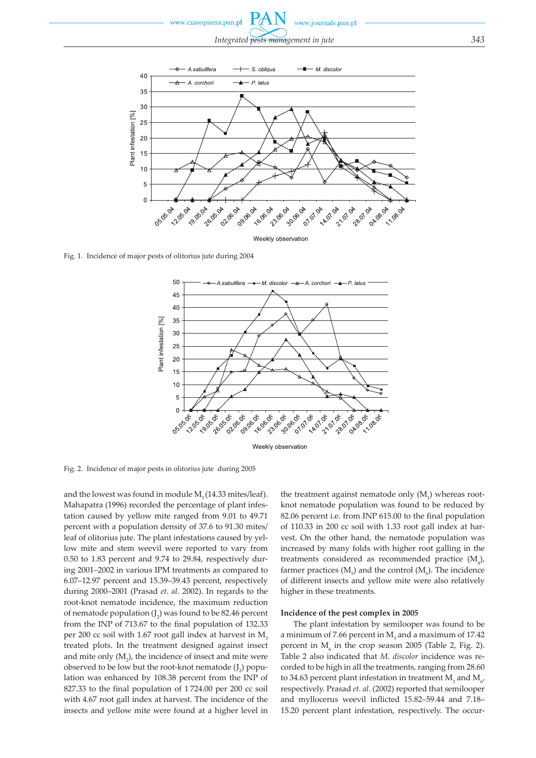Fig. 1. Incidence of major pests of olitorius jute during 2004

Fig. 2. Incidence of major pests in olitorius jute during 2005

and the lowest was found in module $M_3$ (14.33 mites/leaf). Mahapatra (1996) recorded the percentage of plant infestation caused by yellow mite ranged from 9.01 to 49.71 percent with a population density of 37.6 to 91.30 mites/leaf of olitorius jute. The plant infestations caused by yellow mite and stem weevil were reported to vary from 0.50 to 1.83 percent and 9.74 to 29.84, respectively during 2001–2002 in various IPM treatments as compared to 6.07–12.97 percent and 15.39–39.43 percent, respectively during 2000–2001 (Prasad *et. al*. 2002). In regards to the root-knot nematode incidence, the maximum reduction of nematode population ($J_2$) was found to be 82.46 percent from the INP of 713.67 to the final population of 132.33 per 200 cc soil with 1.67 root gall index at harvest in $M_3$ treated plots. In the treatment designed against insect and mite only ($M_2$), the incidence of insect and mite were observed to be low but the root-knot nematode ($J_2$) population was enhanced by 108.38 percent from the INP of 827.33 to the final population of 1 724.00 per 200 cc soil with 4.67 root gall index at harvest. The incidence of the insects and yellow mite were found at a higher level in the treatment against nematode only ($M_1$) whereas root-knot nematode population was found to be reduced by 82.06 percent i.e. from INP 615.00 to the final population of 110.33 in 200 cc soil with 1.33 root gall index at harvest. On the other hand, the nematode population was increased by many folds with higher root galling in the treatments considered as recommended practice ($M_4$), farmer practices ($M_5$) and the control ($M_6$). The incidence of different insects and yellow mite were also relatively higher in these treatments.

### Incidence of the pest complex in 2005

The plant infestation by semilooper was found to be a minimum of 7.66 percent in $M_3$ and a maximum of 17.42 percent in $M_6$ in the crop season 2005 (Table 2, Fig. 2). Table 2 also indicated that *M. discolor* incidence was recorded to be high in all the treatments, ranging from 28.60 to 34.63 percent plant infestation in treatment $M_3$ and $M_6$, respectively. Prasad *et. al*. (2002) reported that semilooper and myllocerus weevil inflicted 15.82–59.44 and 7.18–15.20 percent plant infestation, respectively. The occur-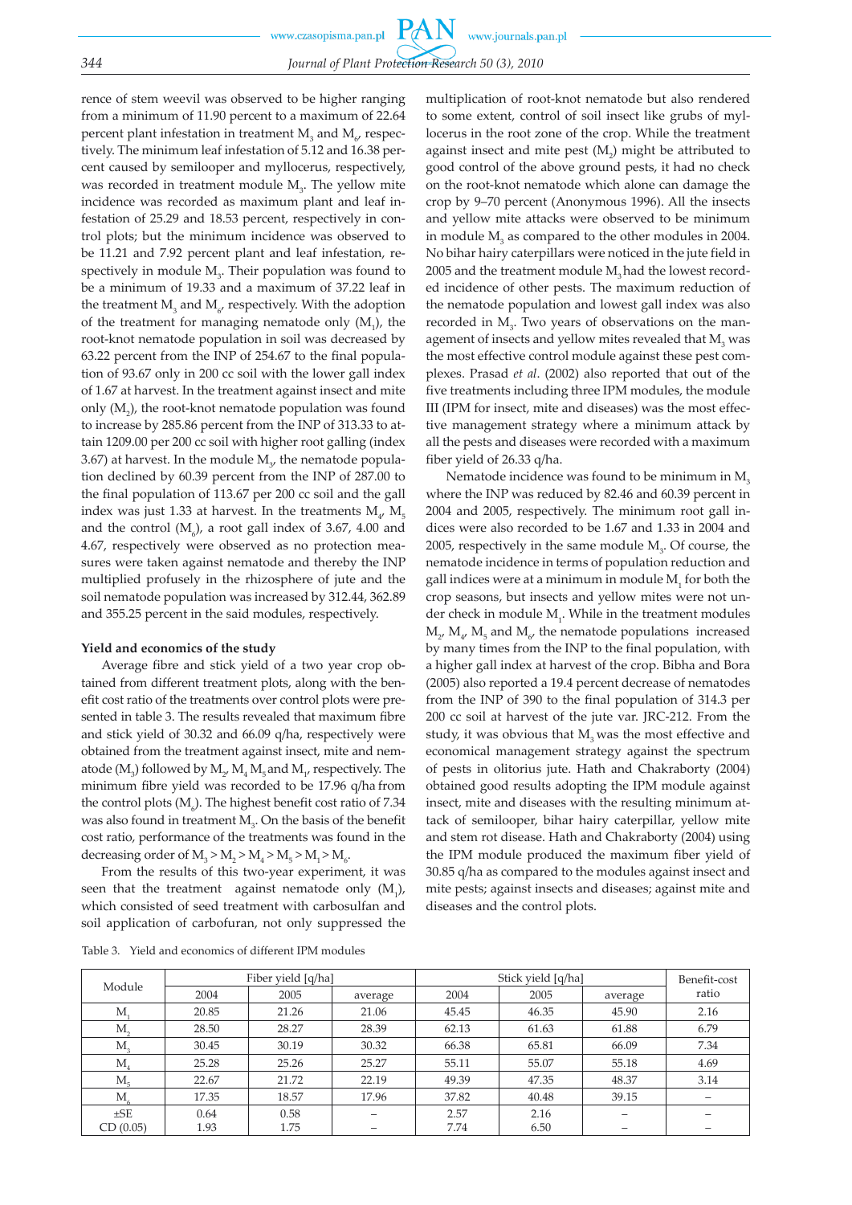rence of stem weevil was observed to be higher ranging from a minimum of 11.90 percent to a maximum of 22.64 percent plant infestation in treatment $M_3$ and $M_6$, respectively. The minimum leaf infestation of 5.12 and 16.38 percent caused by semilooper and myllocerus, respectively, was recorded in treatment module $M_3$. The yellow mite incidence was recorded as maximum plant and leaf infestation of 25.29 and 18.53 percent, respectively in control plots; but the minimum incidence was observed to be 11.21 and 7.92 percent plant and leaf infestation, respectively in module $M_3$. Their population was found to be a minimum of 19.33 and a maximum of 37.22 leaf in the treatment $M_3$ and $M_6$, respectively. With the adoption of the treatment for managing nematode only ($M_1$), the root-knot nematode population in soil was decreased by 63.22 percent from the INP of 254.67 to the final population of 93.67 only in 200 cc soil with the lower gall index of 1.67 at harvest. In the treatment against insect and mite only ($M_2$), the root-knot nematode population was found to increase by 285.86 percent from the INP of 313.33 to attain 1209.00 per 200 cc soil with higher root galling (index 3.67) at harvest. In the module $M_3$, the nematode population declined by 60.39 percent from the INP of 287.00 to the final population of 113.67 per 200 cc soil and the gall index was just 1.33 at harvest. In the treatments $M_4$, $M_5$ and the control ($M_6$), a root gall index of 3.67, 4.00 and 4.67, respectively were observed as no protection measures were taken against nematode and thereby the INP multiplied profusely in the rhizosphere of jute and the soil nematode population was increased by 312.44, 362.89 and 355.25 percent in the said modules, respectively.

**Yield and economics of the study**

Average fibre and stick yield of a two year crop obtained from different treatment plots, along with the benefit cost ratio of the treatments over control plots were presented in table 3. The results revealed that maximum fibre and stick yield of 30.32 and 66.09 q/ha, respectively were obtained from the treatment against insect, mite and nematode ($M_3$) followed by $M_2$, $M_4$ $M_5$ and $M_1$, respectively. The minimum fibre yield was recorded to be 17.96 q/ha from the control plots ($M_6$). The highest benefit cost ratio of 7.34 was also found in treatment $M_3$. On the basis of the benefit cost ratio, performance of the treatments was found in the decreasing order of $M_3 > M_2 > M_4 > M_5 > M_1 > M_6$.

From the results of this two-year experiment, it was seen that the treatment against nematode only ($M_1$), which consisted of seed treatment with carbosulfan and soil application of carbofuran, not only suppressed the multiplication of root-knot nematode but also rendered to some extent, control of soil insect like grubs of myllocerus in the root zone of the crop. While the treatment against insect and mite pest ($M_2$) might be attributed to good control of the above ground pests, it had no check on the root-knot nematode which alone can damage the crop by 9–70 percent (Anonymous 1996). All the insects and yellow mite attacks were observed to be minimum in module $M_3$ as compared to the other modules in 2004. No bihar hairy caterpillars were noticed in the jute field in 2005 and the treatment module $M_3$ had the lowest recorded incidence of other pests. The maximum reduction of the nematode population and lowest gall index was also recorded in $M_3$. Two years of observations on the management of insects and yellow mites revealed that $M_3$ was the most effective control module against these pest complexes. Prasad *et al*. (2002) also reported that out of the five treatments including three IPM modules, the module III (IPM for insect, mite and diseases) was the most effective management strategy where a minimum attack by all the pests and diseases were recorded with a maximum fiber yield of 26.33 q/ha.

Nematode incidence was found to be minimum in $M_3$ where the INP was reduced by 82.46 and 60.39 percent in 2004 and 2005, respectively. The minimum root gall indices were also recorded to be 1.67 and 1.33 in 2004 and 2005, respectively in the same module $M_3$. Of course, the nematode incidence in terms of population reduction and gall indices were at a minimum in module $M_1$ for both the crop seasons, but insects and yellow mites were not under check in module $M_1$. While in the treatment modules $M_2$, $M_4$, $M_5$ and $M_6$, the nematode populations increased by many times from the INP to the final population, with a higher gall index at harvest of the crop. Bibha and Bora (2005) also reported a 19.4 percent decrease of nematodes from the INP of 390 to the final population of 314.3 per 200 cc soil at harvest of the jute var. JRC-212. From the study, it was obvious that $M_3$ was the most effective and economical management strategy against the spectrum of pests in olitorius jute. Hath and Chakraborty (2004) obtained good results adopting the IPM module against insect, mite and diseases with the resulting minimum attack of semilooper, bihar hairy caterpillar, yellow mite and stem rot disease. Hath and Chakraborty (2004) using the IPM module produced the maximum fiber yield of 30.85 q/ha as compared to the modules against insect and mite pests; against insects and diseases; against mite and diseases and the control plots.

Table 3. Yield and economics of different IPM modules

| Module | Fiber yield [q/ha] | | | Stick yield [q/ha] | | | Benefit-cost ratio |
|---|---|---|---|---|---|---|---|
| | 2004 | 2005 | average | 2004 | 2005 | average | |
| $M_1$ | 20.85 | 21.26 | 21.06 | 45.45 | 46.35 | 45.90 | 2.16 |
| $M_2$ | 28.50 | 28.27 | 28.39 | 62.13 | 61.63 | 61.88 | 6.79 |
| $M_3$ | 30.45 | 30.19 | 30.32 | 66.38 | 65.81 | 66.09 | 7.34 |
| $M_4$ | 25.28 | 25.26 | 25.27 | 55.11 | 55.07 | 55.18 | 4.69 |
| $M_5$ | 22.67 | 21.72 | 22.19 | 49.39 | 47.35 | 48.37 | 3.14 |
| $M_6$ | 17.35 | 18.57 | 17.96 | 37.82 | 40.48 | 39.15 | – |
| ±SE | 0.64 | 0.58 | – | 2.57 | 2.16 | – | – |
| CD (0.05) | 1.93 | 1.75 | – | 7.74 | 6.50 | – | – |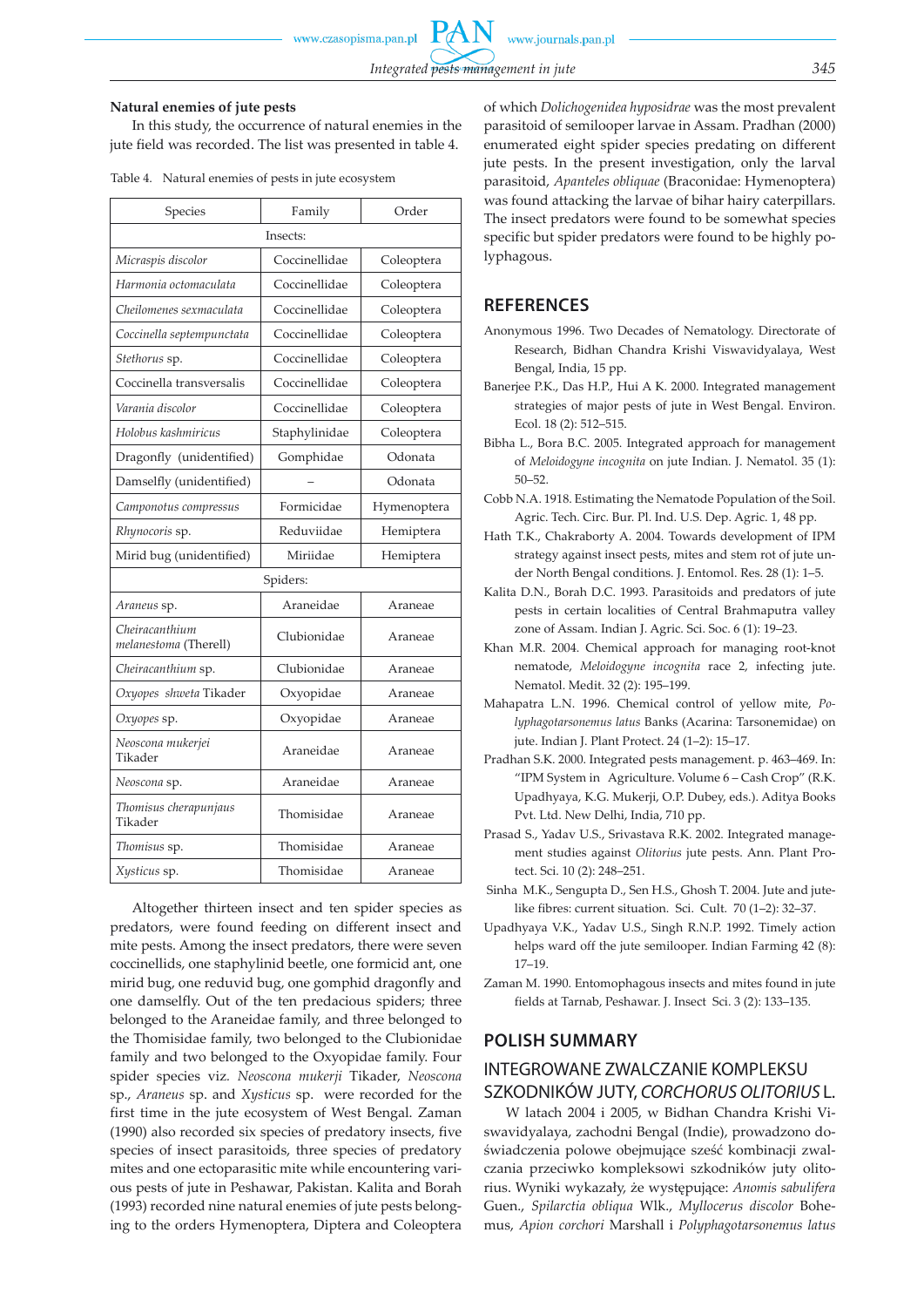### Natural enemies of jute pests

In this study, the occurrence of natural enemies in the jute field was recorded. The list was presented in table 4.

Table 4. Natural enemies of pests in jute ecosystem

| Species | Family | Order |
|---|---|---|
| Insects: | | |
| *Micraspis discolor* | Coccinellidae | Coleoptera |
| *Harmonia octomaculata* | Coccinellidae | Coleoptera |
| *Cheilomenes sexmaculata* | Coccinellidae | Coleoptera |
| *Coccinella septempunctata* | Coccinellidae | Coleoptera |
| *Stethorus* sp. | Coccinellidae | Coleoptera |
| Coccinella transversalis | Coccinellidae | Coleoptera |
| *Varania discolor* | Coccinellidae | Coleoptera |
| *Holobus kashmiricus* | Staphylinidae | Coleoptera |
| Dragonfly (unidentified) | Gomphidae | Odonata |
| Damselfly (unidentified) | – | Odonata |
| *Camponotus compressus* | Formicidae | Hymenoptera |
| *Rhynocoris* sp. | Reduviidae | Hemiptera |
| Mirid bug (unidentified) | Miriidae | Hemiptera |
| Spiders: | | |
| *Araneus* sp. | Araneidae | Araneae |
| *Cheiracanthium melanestoma* (Therell) | Clubionidae | Araneae |
| *Cheiracanthium* sp. | Clubionidae | Araneae |
| *Oxyopes shweta* Tikader | Oxyopidae | Araneae |
| *Oxyopes* sp. | Oxyopidae | Araneae |
| *Neoscona mukerjei* Tikader | Araneidae | Araneae |
| *Neoscona* sp. | Araneidae | Araneae |
| *Thomisus cherapunjaus* Tikader | Thomisidae | Araneae |
| *Thomisus* sp. | Thomisidae | Araneae |
| *Xysticus* sp. | Thomisidae | Araneae |

Altogether thirteen insect and ten spider species as predators, were found feeding on different insect and mite pests. Among the insect predators, there were seven coccinellids, one staphylinid beetle, one formicid ant, one mirid bug, one reduvid bug, one gomphid dragonfly and one damselfly. Out of the ten predacious spiders; three belonged to the Araneidae family, and three belonged to the Thomisidae family, two belonged to the Clubionidae family and two belonged to the Oxyopidae family. Four spider species viz. *Neoscona mukerji* Tikader, *Neoscona* sp., *Araneus* sp. and *Xysticus* sp. were recorded for the first time in the jute ecosystem of West Bengal. Zaman (1990) also recorded six species of predatory insects, five species of insect parasitoids, three species of predatory mites and one ectoparasitic mite while encountering various pests of jute in Peshawar, Pakistan. Kalita and Borah (1993) recorded nine natural enemies of jute pests belonging to the orders Hymenoptera, Diptera and Coleoptera of which *Dolichogenidea hyposidrae* was the most prevalent parasitoid of semilooper larvae in Assam. Pradhan (2000) enumerated eight spider species predating on different jute pests. In the present investigation, only the larval parasitoid, *Apanteles obliquae* (Braconidae: Hymenoptera) was found attacking the larvae of bihar hairy caterpillars. The insect predators were found to be somewhat species specific but spider predators were found to be highly polyphagous.

## REFERENCES

Anonymous 1996. Two Decades of Nematology. Directorate of Research, Bidhan Chandra Krishi Viswavidyalaya, West Bengal, India, 15 pp.

Banerjee P.K., Das H.P., Hui A K. 2000. Integrated management strategies of major pests of jute in West Bengal. Environ. Ecol. 18 (2): 512–515.

Bibha L., Bora B.C. 2005. Integrated approach for management of *Meloidogyne incognita* on jute Indian. J. Nematol. 35 (1): 50–52.

Cobb N.A. 1918. Estimating the Nematode Population of the Soil. Agric. Tech. Circ. Bur. Pl. Ind. U.S. Dep. Agric. 1, 48 pp.

Hath T.K., Chakraborty A. 2004. Towards development of IPM strategy against insect pests, mites and stem rot of jute under North Bengal conditions. J. Entomol. Res. 28 (1): 1–5.

Kalita D.N., Borah D.C. 1993. Parasitoids and predators of jute pests in certain localities of Central Brahmaputra valley zone of Assam. Indian J. Agric. Sci. Soc. 6 (1): 19–23.

Khan M.R. 2004. Chemical approach for managing root-knot nematode, *Meloidogyne incognita* race 2, infecting jute. Nematol. Medit. 32 (2): 195–199.

Mahapatra L.N. 1996. Chemical control of yellow mite, *Polyphagotarsonemus latus* Banks (Acarina: Tarsonemidae) on jute. Indian J. Plant Protect. 24 (1–2): 15–17.

Pradhan S.K. 2000. Integrated pests management. p. 463–469. In: "IPM System in Agriculture. Volume 6 – Cash Crop" (R.K. Upadhyaya, K.G. Mukerji, O.P. Dubey, eds.). Aditya Books Pvt. Ltd. New Delhi, India, 710 pp.

Prasad S., Yadav U.S., Srivastava R.K. 2002. Integrated management studies against *Olitorius* jute pests. Ann. Plant Protect. Sci. 10 (2): 248–251.

Sinha M.K., Sengupta D., Sen H.S., Ghosh T. 2004. Jute and jute-like fibres: current situation. Sci. Cult. 70 (1–2): 32–37.

Upadhyaya V.K., Yadav U.S., Singh R.N.P. 1992. Timely action helps ward off the jute semilooper. Indian Farming 42 (8): 17–19.

Zaman M. 1990. Entomophagous insects and mites found in jute fields at Tarnab, Peshawar. J. Insect Sci. 3 (2): 133–135.

## POLISH SUMMARY

## INTEGROWANE ZWALCZANIE KOMPLEKSU SZKODNIKÓW JUTY, *CORCHORUS OLITORIUS* L.

W latach 2004 i 2005, w Bidhan Chandra Krishi Viswavidyalaya, zachodni Bengal (Indie), prowadzono doświadczenia polowe obejmujące sześć kombinacji zwalczania przeciwko kompleksowi szkodników juty olitorius. Wyniki wykazały, że występujące: *Anomis sabulifera* Guen., *Spilarctia obliqua* Wlk., *Myllocerus discolor* Bohemus, *Apion corchori* Marshall i *Polyphagotarsonemus latus*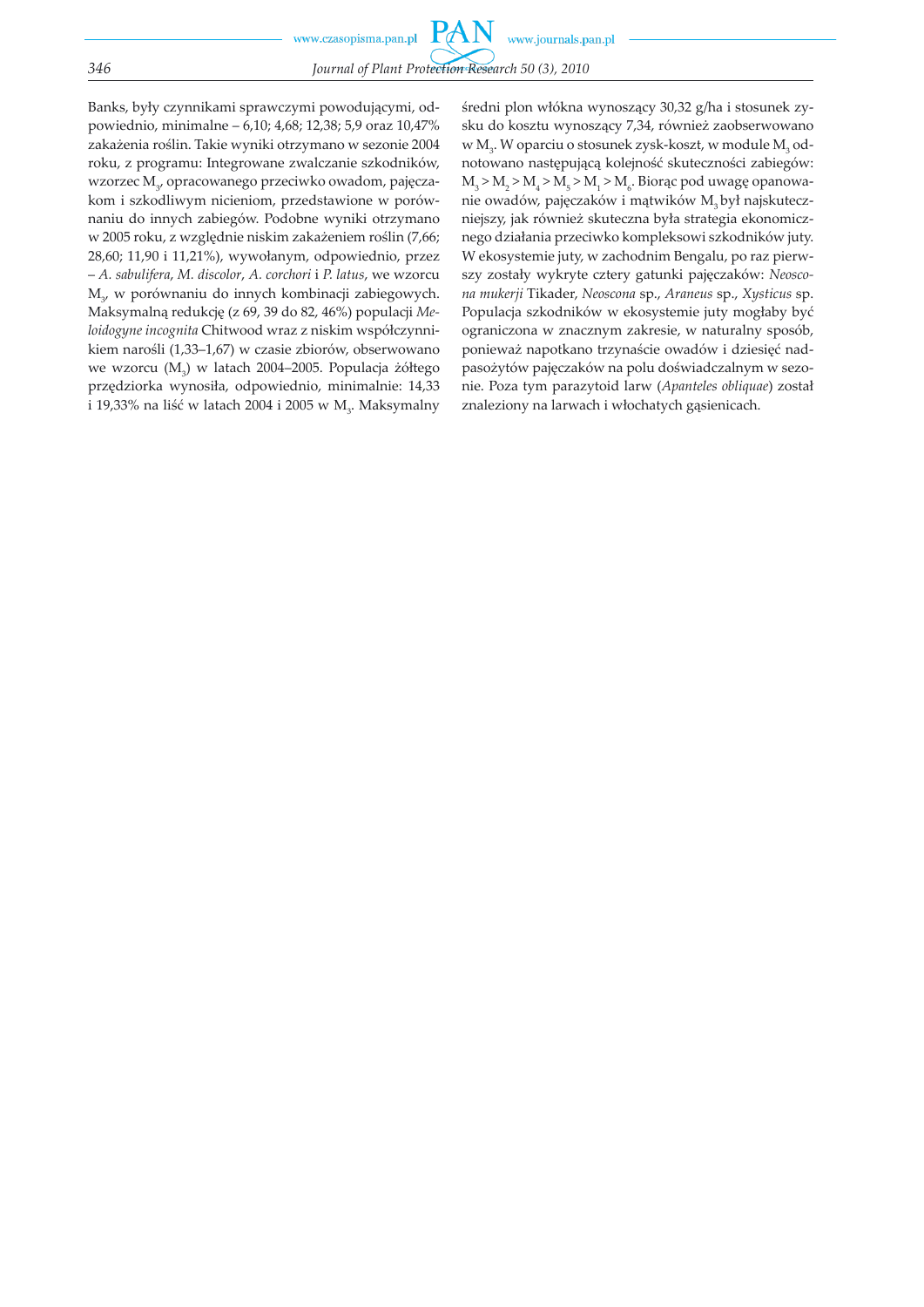Banks, były czynnikami sprawczymi powodującymi, odpowiednio, minimalne – 6,10; 4,68; 12,38; 5,9 oraz 10,47% zakażenia roślin. Takie wyniki otrzymano w sezonie 2004 roku, z programu: Integrowane zwalczanie szkodników, wzorzec $M_3$, opracowanego przeciwko owadom, pajęczakom i szkodliwym nicieniom, przedstawione w porównaniu do innych zabiegów. Podobne wyniki otrzymano w 2005 roku, z względnie niskim zakażeniem roślin (7,66; 28,60; 11,90 i 11,21%), wywołanym, odpowiednio, przez – *A. sabulifera*, *M. discolor*, *A. corchori* i *P. latus*, we wzorcu $M_3$, w porównaniu do innych kombinacji zabiegowych. Maksymalną redukcję (z 69, 39 do 82, 46%) populacji *Meloidogyne incognita* Chitwood wraz z niskim współczynnikiem narośli (1,33–1,67) w czasie zbiorów, obserwowano we wzorcu ($M_3$) w latach 2004–2005. Populacja żółtego przędziorka wynosiła, odpowiednio, minimalnie: 14,33 i 19,33% na liść w latach 2004 i 2005 w $M_3$. Maksymalny średni plon włókna wynoszący 30,32 g/ha i stosunek zysku do kosztu wynoszący 7,34, również zaobserwowano w $M_3$. W oparciu o stosunek zysk-koszt, w module $M_3$ odnotowano następującą kolejność skuteczności zabiegów: $M_3 > M_2 > M_4 > M_5 > M_1 > M_6$. Biorąc pod uwagę opanowanie owadów, pajęczaków i mątwików $M_3$ był najskuteczniejszy, jak również skuteczna była strategia ekonomicznego działania przeciwko kompleksowi szkodników juty. W ekosystemie juty, w zachodnim Bengalu, po raz pierwszy zostały wykryte cztery gatunki pajęczaków: *Neoscona mukerji* Tikader, *Neoscona* sp., *Araneus* sp., *Xysticus* sp. Populacja szkodników w ekosystemie juty mogłaby być ograniczona w znacznym zakresie, w naturalny sposób, ponieważ napotkano trzynaście owadów i dziesięć nadpasożytów pajęczaków na polu doświadczalnym w sezonie. Poza tym parazytoid larw (*Apanteles obliquae*) został znaleziony na larwach i włochatych gąsienicach.